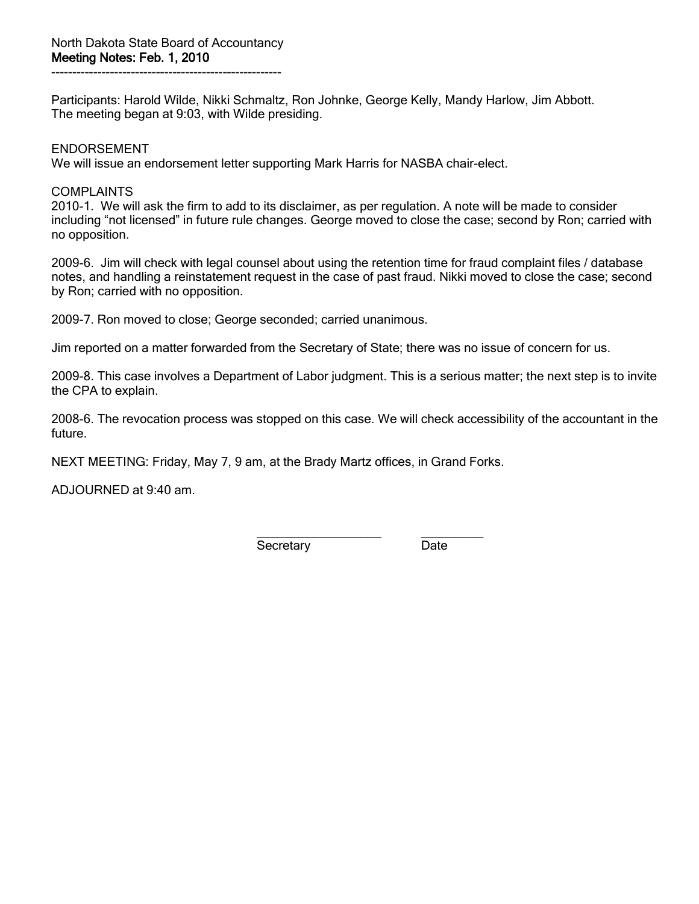North Dakota State Board of Accountancy

**Meeting Notes: Feb. 1, 2010**

---

Participants: Harold Wilde, Nikki Schmaltz, Ron Johnke, George Kelly, Mandy Harlow, Jim Abbott.
The meeting began at 9:03, with Wilde presiding.

ENDORSEMENT
We will issue an endorsement letter supporting Mark Harris for NASBA chair-elect.

COMPLAINTS
2010-1. We will ask the firm to add to its disclaimer, as per regulation. A note will be made to consider including "not licensed" in future rule changes. George moved to close the case; second by Ron; carried with no opposition.

2009-6. Jim will check with legal counsel about using the retention time for fraud complaint files / database notes, and handling a reinstatement request in the case of past fraud. Nikki moved to close the case; second by Ron; carried with no opposition.

2009-7. Ron moved to close; George seconded; carried unanimous.

Jim reported on a matter forwarded from the Secretary of State; there was no issue of concern for us.

2009-8. This case involves a Department of Labor judgment. This is a serious matter; the next step is to invite the CPA to explain.

2008-6. The revocation process was stopped on this case. We will check accessibility of the accountant in the future.

NEXT MEETING: Friday, May 7, 9 am, at the Brady Martz offices, in Grand Forks.

ADJOURNED at 9:40 am.

\_\_\_\_\_\_\_\_\_\_\_\_\_\_\_\_\_\_\_\_ \_\_\_\_\_\_\_\_\_\_
Secretary Date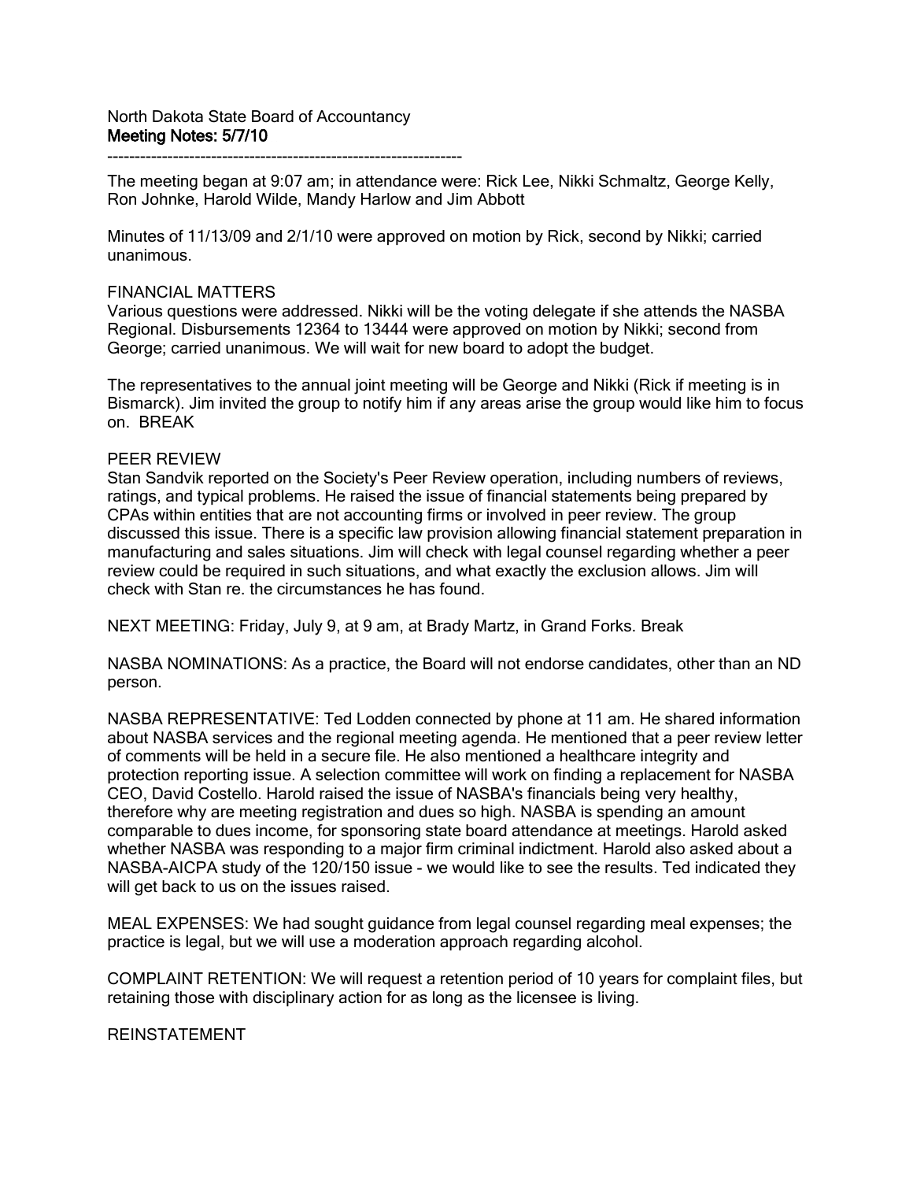North Dakota State Board of Accountancy
**Meeting Notes: 5/7/10**

------------------------------------------------------------------

The meeting began at 9:07 am; in attendance were: Rick Lee, Nikki Schmaltz, George Kelly, Ron Johnke, Harold Wilde, Mandy Harlow and Jim Abbott

Minutes of 11/13/09 and 2/1/10 were approved on motion by Rick, second by Nikki; carried unanimous.

FINANCIAL MATTERS
Various questions were addressed. Nikki will be the voting delegate if she attends the NASBA Regional. Disbursements 12364 to 13444 were approved on motion by Nikki; second from George; carried unanimous. We will wait for new board to adopt the budget.

The representatives to the annual joint meeting will be George and Nikki (Rick if meeting is in Bismarck). Jim invited the group to notify him if any areas arise the group would like him to focus on. BREAK

PEER REVIEW
Stan Sandvik reported on the Society's Peer Review operation, including numbers of reviews, ratings, and typical problems. He raised the issue of financial statements being prepared by CPAs within entities that are not accounting firms or involved in peer review. The group discussed this issue. There is a specific law provision allowing financial statement preparation in manufacturing and sales situations. Jim will check with legal counsel regarding whether a peer review could be required in such situations, and what exactly the exclusion allows. Jim will check with Stan re. the circumstances he has found.

NEXT MEETING: Friday, July 9, at 9 am, at Brady Martz, in Grand Forks. Break

NASBA NOMINATIONS: As a practice, the Board will not endorse candidates, other than an ND person.

NASBA REPRESENTATIVE: Ted Lodden connected by phone at 11 am. He shared information about NASBA services and the regional meeting agenda. He mentioned that a peer review letter of comments will be held in a secure file. He also mentioned a healthcare integrity and protection reporting issue. A selection committee will work on finding a replacement for NASBA CEO, David Costello. Harold raised the issue of NASBA's financials being very healthy, therefore why are meeting registration and dues so high. NASBA is spending an amount comparable to dues income, for sponsoring state board attendance at meetings. Harold asked whether NASBA was responding to a major firm criminal indictment. Harold also asked about a NASBA-AICPA study of the 120/150 issue - we would like to see the results. Ted indicated they will get back to us on the issues raised.

MEAL EXPENSES: We had sought guidance from legal counsel regarding meal expenses; the practice is legal, but we will use a moderation approach regarding alcohol.

COMPLAINT RETENTION: We will request a retention period of 10 years for complaint files, but retaining those with disciplinary action for as long as the licensee is living.

REINSTATEMENT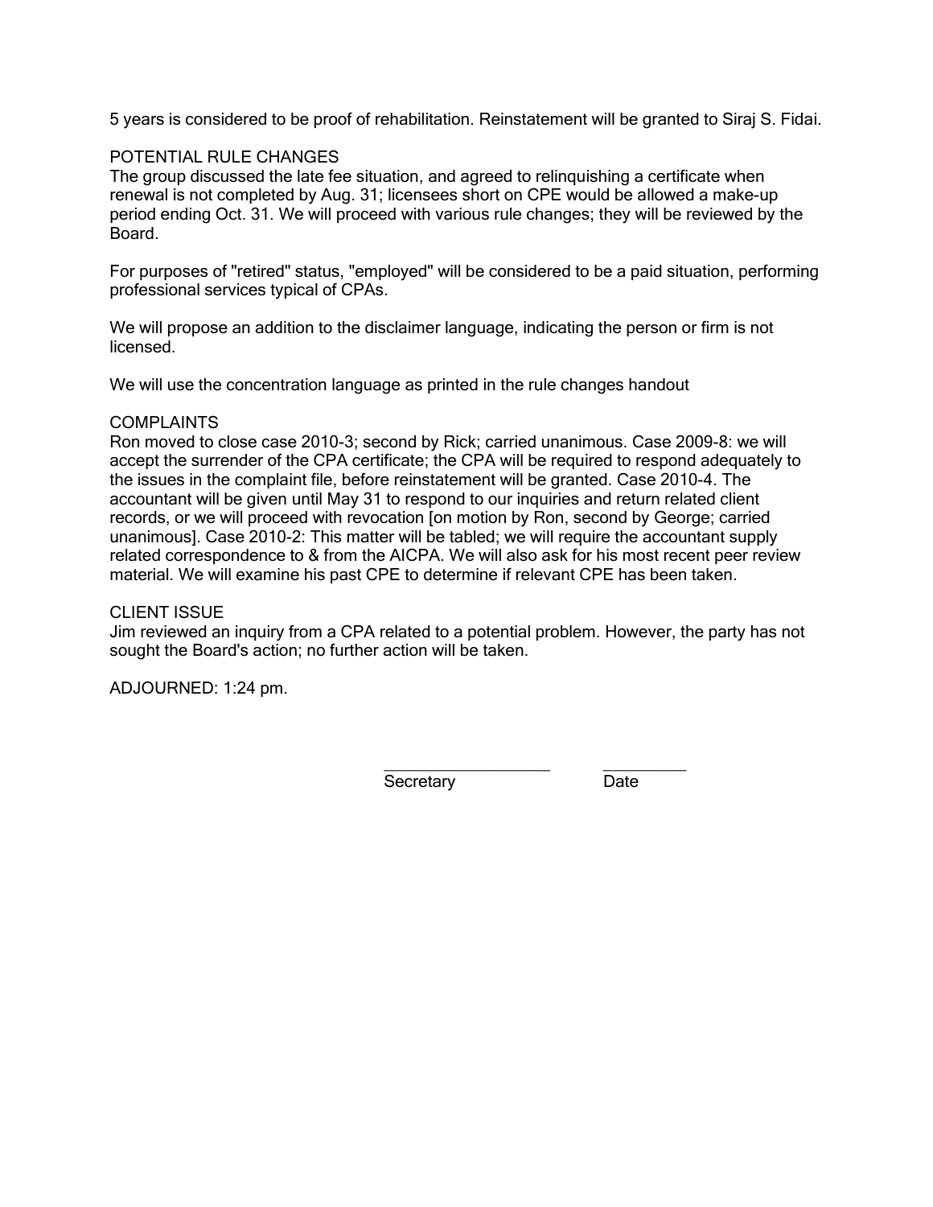5 years is considered to be proof of rehabilitation. Reinstatement will be granted to Siraj S. Fidai.

POTENTIAL RULE CHANGES
The group discussed the late fee situation, and agreed to relinquishing a certificate when renewal is not completed by Aug. 31; licensees short on CPE would be allowed a make-up period ending Oct. 31. We will proceed with various rule changes; they will be reviewed by the Board.

For purposes of "retired" status, "employed" will be considered to be a paid situation, performing professional services typical of CPAs.

We will propose an addition to the disclaimer language, indicating the person or firm is not licensed.

We will use the concentration language as printed in the rule changes handout

COMPLAINTS
Ron moved to close case 2010-3; second by Rick; carried unanimous. Case 2009-8: we will accept the surrender of the CPA certificate; the CPA will be required to respond adequately to the issues in the complaint file, before reinstatement will be granted. Case 2010-4. The accountant will be given until May 31 to respond to our inquiries and return related client records, or we will proceed with revocation [on motion by Ron, second by George; carried unanimous]. Case 2010-2: This matter will be tabled; we will require the accountant supply related correspondence to & from the AICPA. We will also ask for his most recent peer review material. We will examine his past CPE to determine if relevant CPE has been taken.

CLIENT ISSUE
Jim reviewed an inquiry from a CPA related to a potential problem. However, the party has not sought the Board's action; no further action will be taken.

ADJOURNED: 1:24 pm.

\_\_\_\_\_\_\_\_\_\_\_\_\_\_\_\_\_\_\_\_ \_\_\_\_\_\_\_\_\_\_
Secretary Date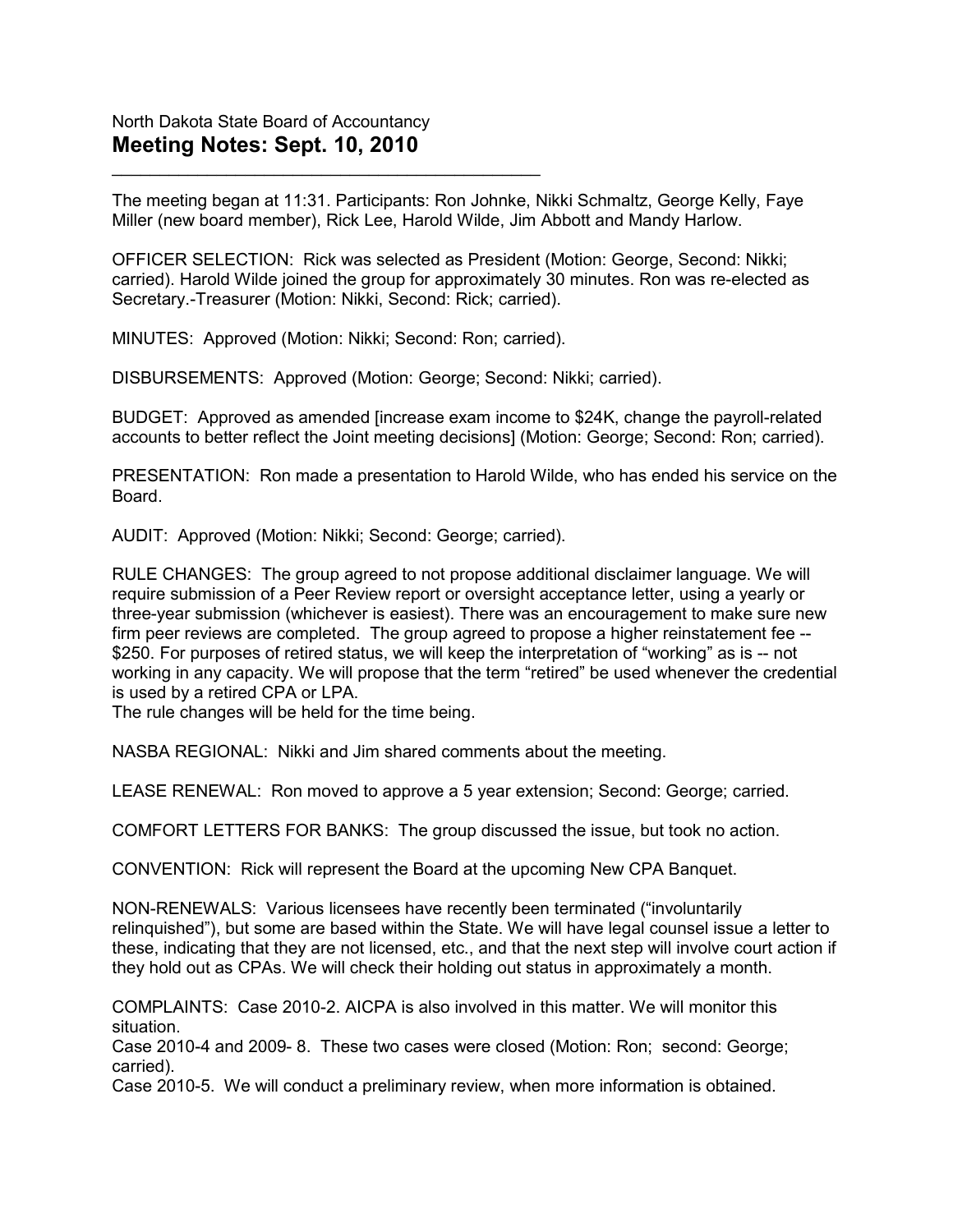North Dakota State Board of Accountancy

# Meeting Notes: Sept. 10, 2010

---

The meeting began at 11:31. Participants: Ron Johnke, Nikki Schmaltz, George Kelly, Faye Miller (new board member), Rick Lee, Harold Wilde, Jim Abbott and Mandy Harlow.

OFFICER SELECTION: Rick was selected as President (Motion: George, Second: Nikki; carried). Harold Wilde joined the group for approximately 30 minutes. Ron was re-elected as Secretary.-Treasurer (Motion: Nikki, Second: Rick; carried).

MINUTES: Approved (Motion: Nikki; Second: Ron; carried).

DISBURSEMENTS: Approved (Motion: George; Second: Nikki; carried).

BUDGET: Approved as amended [increase exam income to $24K, change the payroll-related accounts to better reflect the Joint meeting decisions] (Motion: George; Second: Ron; carried).

PRESENTATION: Ron made a presentation to Harold Wilde, who has ended his service on the Board.

AUDIT: Approved (Motion: Nikki; Second: George; carried).

RULE CHANGES: The group agreed to not propose additional disclaimer language. We will require submission of a Peer Review report or oversight acceptance letter, using a yearly or three-year submission (whichever is easiest). There was an encouragement to make sure new firm peer reviews are completed. The group agreed to propose a higher reinstatement fee -- $250. For purposes of retired status, we will keep the interpretation of "working" as is -- not working in any capacity. We will propose that the term "retired" be used whenever the credential is used by a retired CPA or LPA.
The rule changes will be held for the time being.

NASBA REGIONAL: Nikki and Jim shared comments about the meeting.

LEASE RENEWAL: Ron moved to approve a 5 year extension; Second: George; carried.

COMFORT LETTERS FOR BANKS: The group discussed the issue, but took no action.

CONVENTION: Rick will represent the Board at the upcoming New CPA Banquet.

NON-RENEWALS: Various licensees have recently been terminated ("involuntarily relinquished"), but some are based within the State. We will have legal counsel issue a letter to these, indicating that they are not licensed, etc., and that the next step will involve court action if they hold out as CPAs. We will check their holding out status in approximately a month.

COMPLAINTS: Case 2010-2. AICPA is also involved in this matter. We will monitor this situation.
Case 2010-4 and 2009- 8. These two cases were closed (Motion: Ron; second: George; carried).
Case 2010-5. We will conduct a preliminary review, when more information is obtained.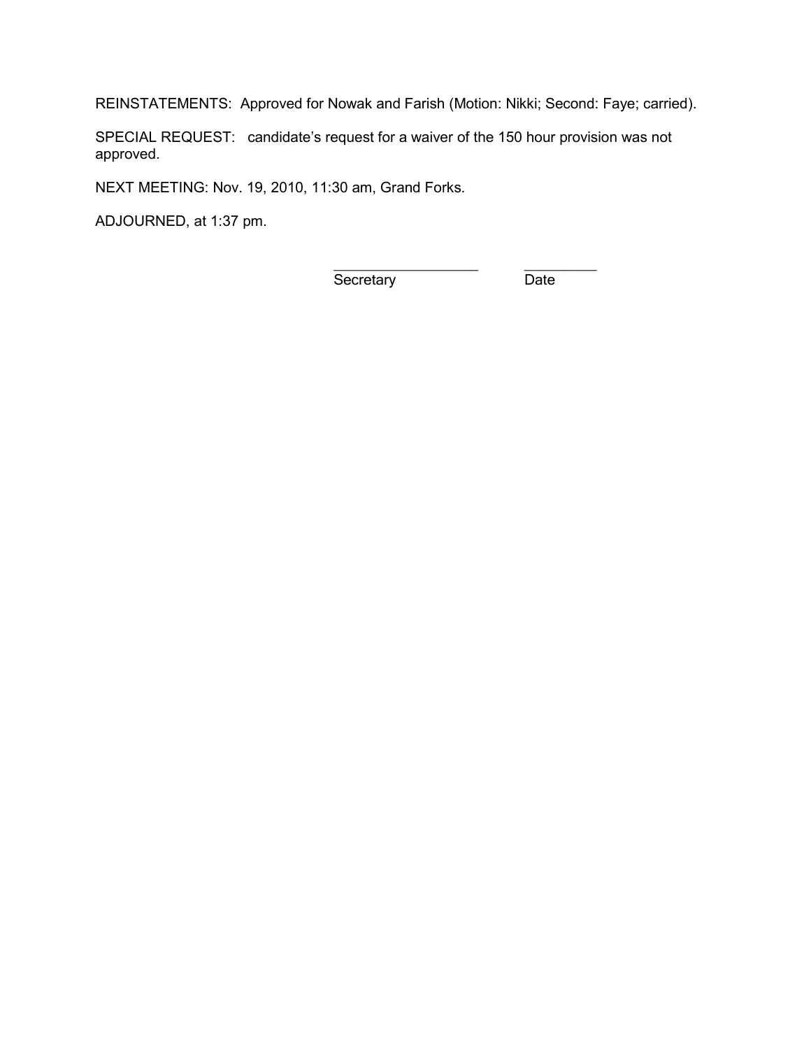REINSTATEMENTS: Approved for Nowak and Farish (Motion: Nikki; Second: Faye; carried).

SPECIAL REQUEST: candidate's request for a waiver of the 150 hour provision was not approved.

NEXT MEETING: Nov. 19, 2010, 11:30 am, Grand Forks.

ADJOURNED, at 1:37 pm.

\_\_\_\_\_\_\_\_\_\_\_\_\_\_\_\_\_\_\_ \_\_\_\_\_\_\_\_\_\_
Secretary Date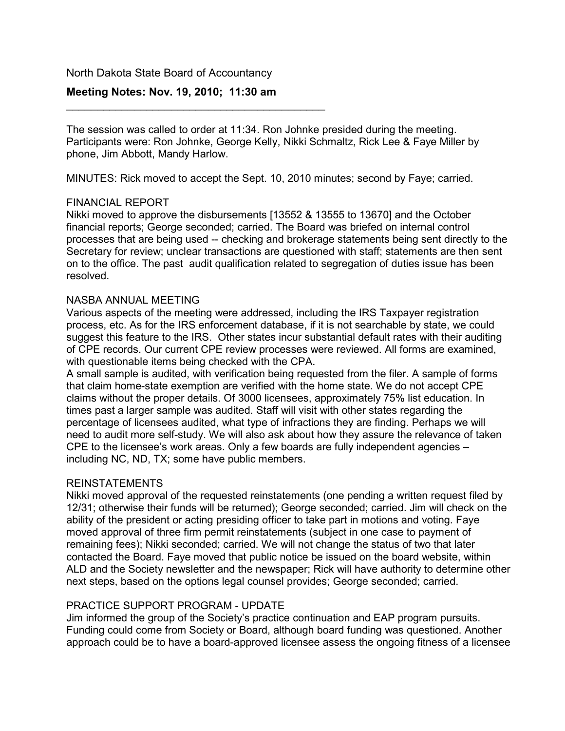North Dakota State Board of Accountancy

**Meeting Notes: Nov. 19, 2010; 11:30 am**

---

The session was called to order at 11:34. Ron Johnke presided during the meeting. Participants were: Ron Johnke, George Kelly, Nikki Schmaltz, Rick Lee & Faye Miller by phone, Jim Abbott, Mandy Harlow.

MINUTES: Rick moved to accept the Sept. 10, 2010 minutes; second by Faye; carried.

FINANCIAL REPORT

Nikki moved to approve the disbursements [13552 & 13555 to 13670] and the October financial reports; George seconded; carried. The Board was briefed on internal control processes that are being used -- checking and brokerage statements being sent directly to the Secretary for review; unclear transactions are questioned with staff; statements are then sent on to the office. The past audit qualification related to segregation of duties issue has been resolved.

NASBA ANNUAL MEETING

Various aspects of the meeting were addressed, including the IRS Taxpayer registration process, etc. As for the IRS enforcement database, if it is not searchable by state, we could suggest this feature to the IRS. Other states incur substantial default rates with their auditing of CPE records. Our current CPE review processes were reviewed. All forms are examined, with questionable items being checked with the CPA.

A small sample is audited, with verification being requested from the filer. A sample of forms that claim home-state exemption are verified with the home state. We do not accept CPE claims without the proper details. Of 3000 licensees, approximately 75% list education. In times past a larger sample was audited. Staff will visit with other states regarding the percentage of licensees audited, what type of infractions they are finding. Perhaps we will need to audit more self-study. We will also ask about how they assure the relevance of taken CPE to the licensee's work areas. Only a few boards are fully independent agencies – including NC, ND, TX; some have public members.

REINSTATEMENTS

Nikki moved approval of the requested reinstatements (one pending a written request filed by 12/31; otherwise their funds will be returned); George seconded; carried. Jim will check on the ability of the president or acting presiding officer to take part in motions and voting. Faye moved approval of three firm permit reinstatements (subject in one case to payment of remaining fees); Nikki seconded; carried. We will not change the status of two that later contacted the Board. Faye moved that public notice be issued on the board website, within ALD and the Society newsletter and the newspaper; Rick will have authority to determine other next steps, based on the options legal counsel provides; George seconded; carried.

PRACTICE SUPPORT PROGRAM - UPDATE

Jim informed the group of the Society's practice continuation and EAP program pursuits. Funding could come from Society or Board, although board funding was questioned. Another approach could be to have a board-approved licensee assess the ongoing fitness of a licensee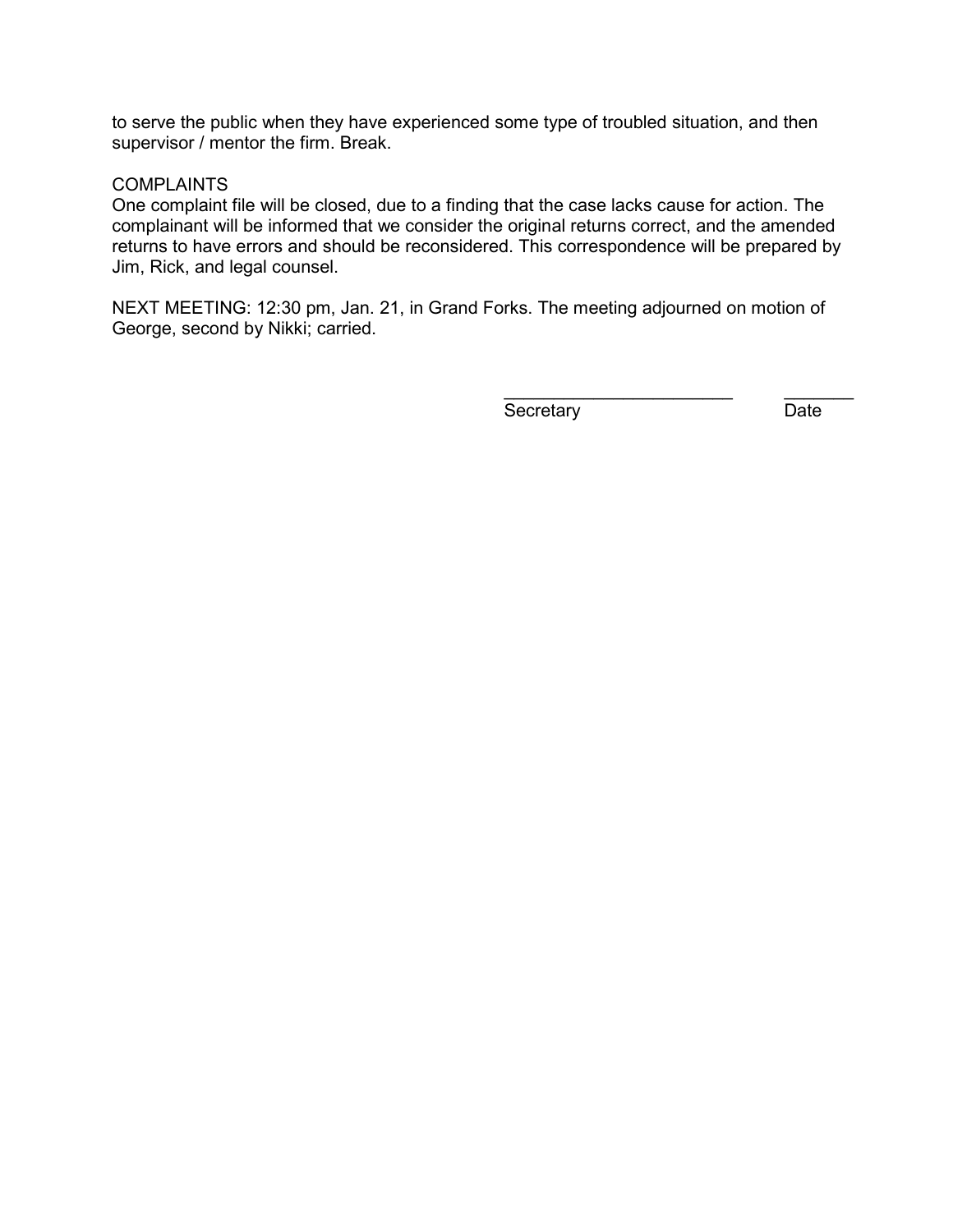to serve the public when they have experienced some type of troubled situation, and then supervisor / mentor the firm. Break.

COMPLAINTS
One complaint file will be closed, due to a finding that the case lacks cause for action. The complainant will be informed that we consider the original returns correct, and the amended returns to have errors and should be reconsidered. This correspondence will be prepared by Jim, Rick, and legal counsel.

NEXT MEETING: 12:30 pm, Jan. 21, in Grand Forks. The meeting adjourned on motion of George, second by Nikki; carried.

\_\_\_\_\_\_\_\_\_\_\_\_\_\_\_\_\_\_\_\_\_\_\_\_ \_\_\_\_\_\_\_\_
Secretary Date